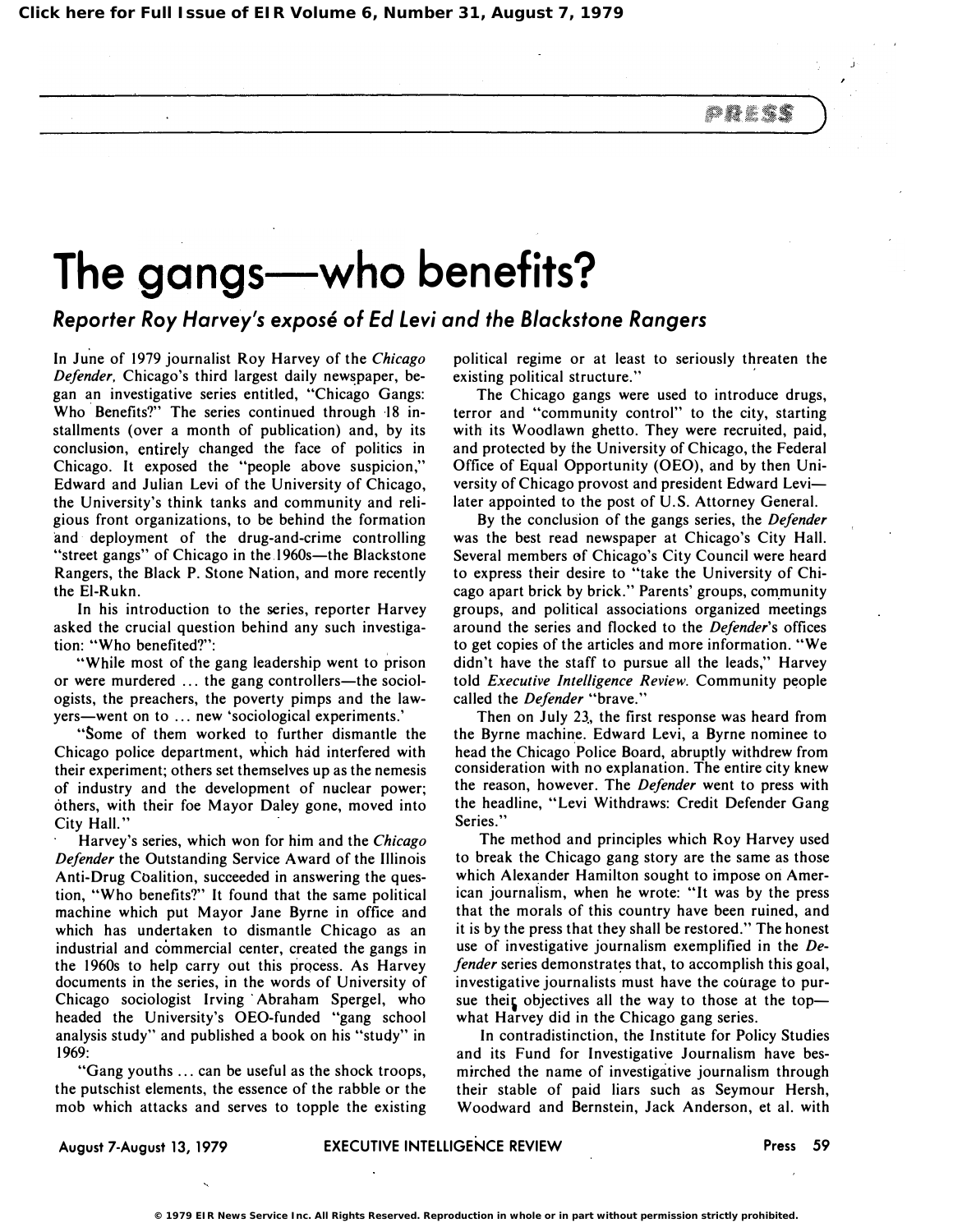# The gangs—who benefits?

## *Reporter Roy Harvey's exposé of Ed Levi and the Blackstone Rangers*

In June of 1979 journalist Roy Harvey of the *Chicago Defender*, Chicago's third largest daily newspaper, began an investigative series entitled, "Chicago Gangs: Who Benefits?" The series continued through 18 installments (over a month of publication) and, by its conclusion, entirely changed the face of politics in Chicago. It exposed the "people above suspicion," Edward and Julian Levi of the University of Chicago, the University's think tanks and community and religious front organizations, to be behind the formation and deployment of the drug-and-crime controlling "street gangs" of Chicago in the 1960s—the Blackstone Rangers, the Black P. Stone Nation, and more recently the El-Rukn.

In his introduction to the series, reporter Harvey asked the crucial question behind any such investigation: "Who benefited?":

"While most of the gang leadership went to prison or were murdered ... the gang controllers—the sociologists, the preachers, the poverty pimps and the lawyers—went on to ... new 'sociological experiments.'

"Some of them worked to further dismantle the Chicago police department, which had interfered with their experiment; others set themselves up as the nemesis of industry and the development of nuclear power; others, with their foe Mayor Daley gone, moved into City Hall."

Harvey's series, which won for him and the *Chicago Defender* the Outstanding Service Award of the Illinois Anti-Drug Coalition, succeeded in answering the question, "Who benefits?" It found that the same political machine which put Mayor Jane Byrne in office and which has undertaken to dismantle Chicago as an industrial and commercial center, created the gangs in the 1960s to help carry out this process. As Harvey documents in the series, in the words of University of Chicago sociologist Irving Abraham Spergel, who headed the University's OEO-funded "gang school analysis study" and published a book on his "study" in 1969:

"Gang youths ... can be useful as the shock troops, the putschist elements, the essence of the rabble or the mob which attacks and serves to topple the existing political regime or at least to seriously threaten the existing political structure."

The Chicago gangs were used to introduce drugs, terror and "community control" to the city, starting with its Woodlawn ghetto. They were recruited, paid, and protected by the University of Chicago, the Federal Office of Equal Opportunity (OEO), and by then University of Chicago provost and president Edward Levi—later appointed to the post of U.S. Attorney General.

By the conclusion of the gangs series, the *Defender* was the best read newspaper at Chicago's City Hall. Several members of Chicago's City Council were heard to express their desire to "take the University of Chicago apart brick by brick." Parents' groups, community groups, and political associations organized meetings around the series and flocked to the *Defender*'s offices to get copies of the articles and more information. "We didn't have the staff to pursue all the leads," Harvey told *Executive Intelligence Review*. Community people called the *Defender* "brave."

Then on July 23, the first response was heard from the Byrne machine. Edward Levi, a Byrne nominee to head the Chicago Police Board, abruptly withdrew from consideration with no explanation. The entire city knew the reason, however. The *Defender* went to press with the headline, "Levi Withdraws: Credit Defender Gang Series."

The method and principles which Roy Harvey used to break the Chicago gang story are the same as those which Alexander Hamilton sought to impose on American journalism, when he wrote: "It was by the press that the morals of this country have been ruined, and it is by the press that they shall be restored." The honest use of investigative journalism exemplified in the *Defender* series demonstrates that, to accomplish this goal, investigative journalists must have the courage to pursue their objectives all the way to those at the top—what Harvey did in the Chicago gang series.

In contradistinction, the Institute for Policy Studies and its Fund for Investigative Journalism have besmirched the name of investigative journalism through their stable of paid liars such as Seymour Hersh, Woodward and Bernstein, Jack Anderson, et al. with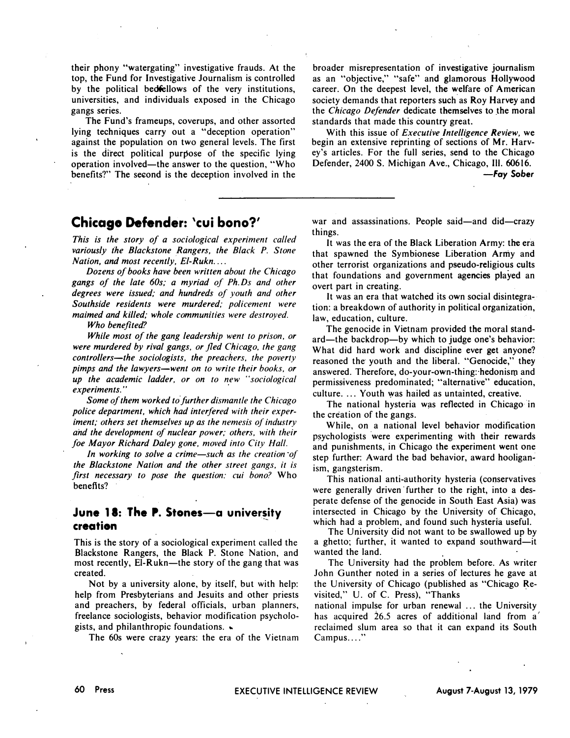their phony "watergating" investigative frauds. At the top, the Fund for Investigative Journalism is controlled by the political bedfellows of the very institutions, universities, and individuals exposed in the Chicago gangs series.

The Fund's frameups, coverups, and other assorted lying techniques carry out a "deception operation" against the population on two general levels. The first is the direct political purpose of the specific lying operation involved—the answer to the question, "Who benefits?" The second is the deception involved in the broader misrepresentation of investigative journalism as an "objective," "safe" and glamorous Hollywood career. On the deepest level, the welfare of American society demands that reporters such as Roy Harvey and the *Chicago Defender* dedicate themselves to the moral standards that made this country great.

With this issue of *Executive Intelligence Review*, we begin an extensive reprinting of sections of Mr. Harvey's articles. For the full series, send to the Chicago Defender, 2400 S. Michigan Ave., Chicago, Ill. 60616.

—*Fay Sober*

---

## Chicago Defender: 'cui bono?'

*This is the story of a sociological experiment called variously the Blackstone Rangers, the Black P. Stone Nation, and most recently, El-Rukn....*

*Dozens of books have been written about the Chicago gangs of the late 60s; a myriad of Ph.Ds and other degrees were issued; and hundreds of youth and other Southside residents were murdered; policemen were maimed and killed; whole communities were destroyed.*

*Who benefited?*

*While most of the gang leadership went to prison, or were murdered by rival gangs, or fled Chicago, the gang controllers—the sociologists, the preachers, the poverty pimps and the lawyers—went on to write their books, or up the academic ladder, or on to new "sociological experiments."*

*Some of them worked to further dismantle the Chicago police department, which had interfered with their experiment; others set themselves up as the nemesis of industry and the development of nuclear power; others, with their foe Mayor Richard Daley gone, moved into City Hall.*

*In working to solve a crime—such as the creation of the Blackstone Nation and the other street gangs, it is first necessary to pose the question: cui bono?* Who benefits?

### June 18: The P. Stones—a university creation

This is the story of a sociological experiment called the Blackstone Rangers, the Black P. Stone Nation, and most recently, El-Rukn—the story of the gang that was created.

Not by a university alone, by itself, but with help: help from Presbyterians and Jesuits and other priests and preachers, by federal officials, urban planners, freelance sociologists, behavior modification psychologists, and philanthropic foundations.

The 60s were crazy years: the era of the Vietnam war and assassinations. People said—and did—crazy things.

It was the era of the Black Liberation Army: the era that spawned the Symbionese Liberation Army and other terrorist organizations and pseudo-religious cults that foundations and government agencies played an overt part in creating.

It was an era that watched its own social disintegration: a breakdown of authority in political organization, law, education, culture.

The genocide in Vietnam provided the moral standard—the backdrop—by which to judge one's behavior: What did hard work and discipline ever get anyone? reasoned the youth and the liberal. "Genocide," they answered. Therefore, do-your-own-thing: hedonism and permissiveness predominated; "alternative" education, culture. ... Youth was hailed as untainted, creative.

The national hysteria was reflected in Chicago in the creation of the gangs.

While, on a national level behavior modification psychologists were experimenting with their rewards and punishments, in Chicago the experiment went one step further: Award the bad behavior, award hooliganism, gangsterism.

This national anti-authority hysteria (conservatives were generally driven further to the right, into a desperate defense of the genocide in South East Asia) was intersected in Chicago by the University of Chicago, which had a problem, and found such hysteria useful.

The University did not want to be swallowed up by a ghetto; further, it wanted to expand southward—it wanted the land.

The University had the problem before. As writer John Gunther noted in a series of lectures he gave at the University of Chicago (published as "Chicago Revisited," U. of C. Press), "Thanks national impulse for urban renewal ... the University has acquired 26.5 acres of additional land from a reclaimed slum area so that it can expand its South Campus...."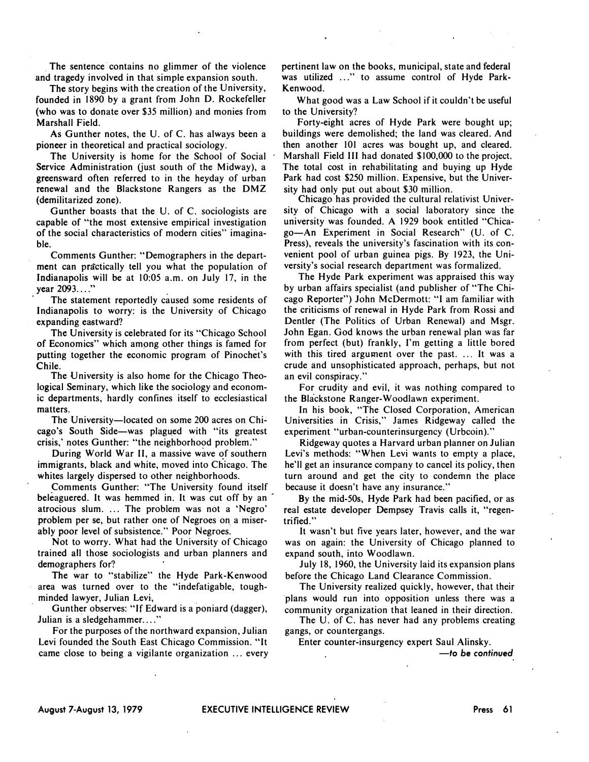The sentence contains no glimmer of the violence and tragedy involved in that simple expansion south.

The story begins with the creation of the University, founded in 1890 by a grant from John D. Rockefeller (who was to donate over $35 million) and monies from Marshall Field.

As Gunther notes, the U. of C. has always been a pioneer in theoretical and practical sociology.

The University is home for the School of Social Service Administration (just south of the Midway), a greensward often referred to in the heyday of urban renewal and the Blackstone Rangers as the DMZ (demilitarized zone).

Gunther boasts that the U. of C. sociologists are capable of "the most extensive empirical investigation of the social characteristics of modern cities" imaginable.

Comments Gunther: "Demographers in the department can practically tell you what the population of Indianapolis will be at 10:05 a.m. on July 17, in the year 2093...."

The statement reportedly caused some residents of Indianapolis to worry: is the University of Chicago expanding eastward?

The University is celebrated for its "Chicago School of Economics" which among other things is famed for putting together the economic program of Pinochet's Chile.

The University is also home for the Chicago Theological Seminary, which like the sociology and economic departments, hardly confines itself to ecclesiastical matters.

The University—located on some 200 acres on Chicago's South Side—was plagued with "its greatest crisis,' notes Gunther: "the neighborhood problem."

During World War II, a massive wave of southern immigrants, black and white, moved into Chicago. The whites largely dispersed to other neighborhoods.

Comments Gunther: "The University found itself beleaguered. It was hemmed in. It was cut off by an atrocious slum. ... The problem was not a 'Negro' problem per se, but rather one of Negroes on a miserably poor level of subsistence." Poor Negroes.

Not to worry. What had the University of Chicago trained all those sociologists and urban planners and demographers for?

The war to "stabilize" the Hyde Park-Kenwood area was turned over to the "indefatigable, tough-minded lawyer, Julian Levi,

Gunther observes: "If Edward is a poniard (dagger), Julian is a sledgehammer...."

For the purposes of the northward expansion, Julian Levi founded the South East Chicago Commission. "It came close to being a vigilante organization ... every pertinent law on the books, municipal, state and federal was utilized ..." to assume control of Hyde Park-Kenwood.

What good was a Law School if it couldn't be useful to the University?

Forty-eight acres of Hyde Park were bought up; buildings were demolished; the land was cleared. And then another 101 acres was bought up, and cleared. Marshall Field III had donated $100,000 to the project. The total cost in rehabilitating and buying up Hyde Park had cost $250 million. Expensive, but the University had only put out about $30 million.

Chicago has provided the cultural relativist University of Chicago with a social laboratory since the university was founded. A 1929 book entitled "Chicago—An Experiment in Social Research" (U. of C. Press), reveals the university's fascination with its convenient pool of urban guinea pigs. By 1923, the University's social research department was formalized.

The Hyde Park experiment was appraised this way by urban affairs specialist (and publisher of "The Chicago Reporter") John McDermott: "I am familiar with the criticisms of renewal in Hyde Park from Rossi and Dentler (The Politics of Urban Renewal) and Msgr. John Egan. God knows the urban renewal plan was far from perfect (but) frankly, I'm getting a little bored with this tired argument over the past. ... It was a crude and unsophisticated approach, perhaps, but not an evil conspiracy."

For crudity and evil, it was nothing compared to the Blackstone Ranger-Woodlawn experiment.

In his book, "The Closed Corporation, American Universities in Crisis," James Ridgeway called the experiment "urban-counterinsurgency (Urbcoin)."

Ridgeway quotes a Harvard urban planner on Julian Levi's methods: "When Levi wants to empty a place, he'll get an insurance company to cancel its policy, then turn around and get the city to condemn the place because it doesn't have any insurance."

By the mid-50s, Hyde Park had been pacified, or as real estate developer Dempsey Travis calls it, "regentrified."

It wasn't but five years later, however, and the war was on again: the University of Chicago planned to expand south, into Woodlawn.

July 18, 1960, the University laid its expansion plans before the Chicago Land Clearance Commission.

The University realized quickly, however, that their plans would run into opposition unless there was a community organization that leaned in their direction.

The U. of C. has never had any problems creating gangs, or countergangs.

Enter counter-insurgency expert Saul Alinsky.

*—to be continued*